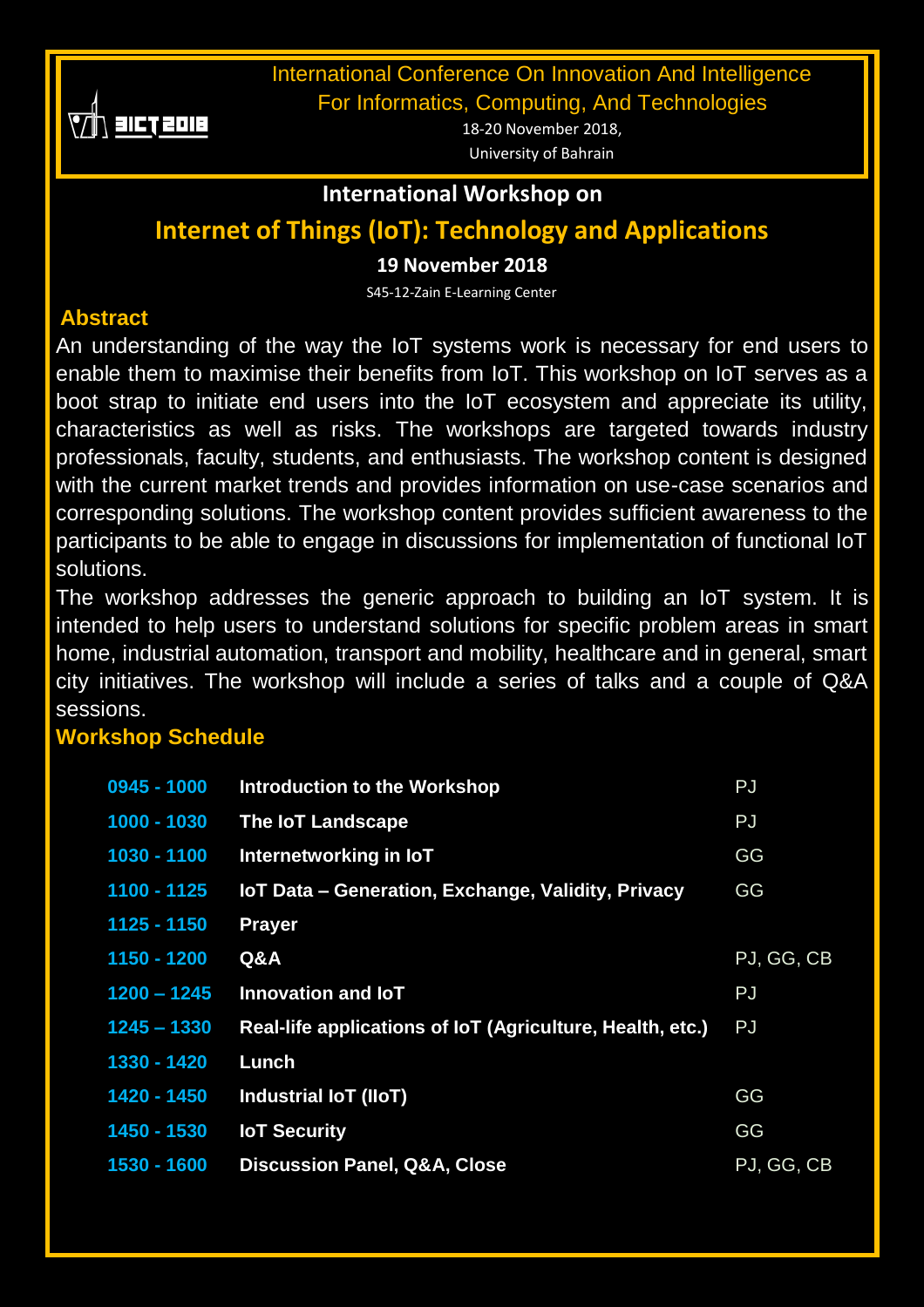3ICT 2018

International Conference On Innovation And Intelligence For Informatics, Computing, And Technologies

18-20 November 2018,

University of Bahrain

## International Workshop on

# Internet of Things (IoT): Technology and Applications

**19 November 2018**

S45-12-Zain E-Learning Center

### Abstract

An understanding of the way the IoT systems work is necessary for end users to enable them to maximise their benefits from IoT. This workshop on IoT serves as a boot strap to initiate end users into the IoT ecosystem and appreciate its utility, characteristics as well as risks. The workshops are targeted towards industry professionals, faculty, students, and enthusiasts. The workshop content is designed with the current market trends and provides information on use-case scenarios and corresponding solutions. The workshop content provides sufficient awareness to the participants to be able to engage in discussions for implementation of functional IoT solutions.

The workshop addresses the generic approach to building an IoT system. It is intended to help users to understand solutions for specific problem areas in smart home, industrial automation, transport and mobility, healthcare and in general, smart city initiatives. The workshop will include a series of talks and a couple of Q&A sessions.

### Workshop Schedule

| Time | Session | Speaker |
|---|---|---|
| 0945 - 1000 | **Introduction to the Workshop** | PJ |
| 1000 - 1030 | **The IoT Landscape** | PJ |
| 1030 - 1100 | **Internetworking in IoT** | GG |
| 1100 - 1125 | **IoT Data – Generation, Exchange, Validity, Privacy** | GG |
| 1125 - 1150 | **Prayer** | |
| 1150 - 1200 | **Q&A** | PJ, GG, CB |
| 1200 – 1245 | **Innovation and IoT** | PJ |
| 1245 – 1330 | **Real-life applications of IoT (Agriculture, Health, etc.)** | PJ |
| 1330 - 1420 | **Lunch** | |
| 1420 - 1450 | **Industrial IoT (IIoT)** | GG |
| 1450 - 1530 | **IoT Security** | GG |
| 1530 - 1600 | **Discussion Panel, Q&A, Close** | PJ, GG, CB |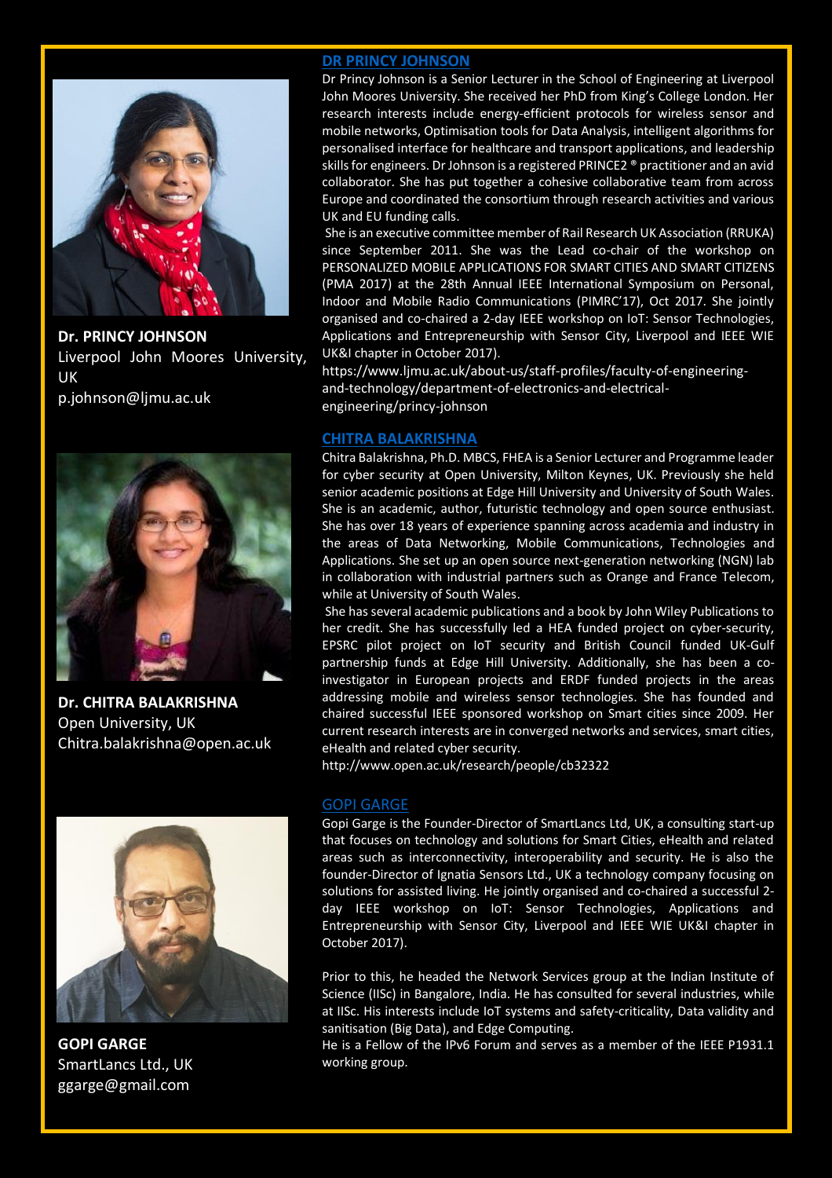**Dr. PRINCY JOHNSON**
Liverpool John Moores University, UK
p.johnson@ljmu.ac.uk

## DR PRINCY JOHNSON

Dr Princy Johnson is a Senior Lecturer in the School of Engineering at Liverpool John Moores University. She received her PhD from King's College London. Her research interests include energy-efficient protocols for wireless sensor and mobile networks, Optimisation tools for Data Analysis, intelligent algorithms for personalised interface for healthcare and transport applications, and leadership skills for engineers. Dr Johnson is a registered PRINCE2 ® practitioner and an avid collaborator. She has put together a cohesive collaborative team from across Europe and coordinated the consortium through research activities and various UK and EU funding calls.

She is an executive committee member of Rail Research UK Association (RRUKA) since September 2011. She was the Lead co-chair of the workshop on PERSONALIZED MOBILE APPLICATIONS FOR SMART CITIES AND SMART CITIZENS (PMA 2017) at the 28th Annual IEEE International Symposium on Personal, Indoor and Mobile Radio Communications (PIMRC'17), Oct 2017. She jointly organised and co-chaired a 2-day IEEE workshop on IoT: Sensor Technologies, Applications and Entrepreneurship with Sensor City, Liverpool and IEEE WIE UK&I chapter in October 2017).

https://www.ljmu.ac.uk/about-us/staff-profiles/faculty-of-engineering-and-technology/department-of-electronics-and-electrical-engineering/princy-johnson

**Dr. CHITRA BALAKRISHNA**
Open University, UK
Chitra.balakrishna@open.ac.uk

## CHITRA BALAKRISHNA

Chitra Balakrishna, Ph.D. MBCS, FHEA is a Senior Lecturer and Programme leader for cyber security at Open University, Milton Keynes, UK. Previously she held senior academic positions at Edge Hill University and University of South Wales. She is an academic, author, futuristic technology and open source enthusiast. She has over 18 years of experience spanning across academia and industry in the areas of Data Networking, Mobile Communications, Technologies and Applications. She set up an open source next-generation networking (NGN) lab in collaboration with industrial partners such as Orange and France Telecom, while at University of South Wales.

She has several academic publications and a book by John Wiley Publications to her credit. She has successfully led a HEA funded project on cyber-security, EPSRC pilot project on IoT security and British Council funded UK-Gulf partnership funds at Edge Hill University. Additionally, she has been a co-investigator in European projects and ERDF funded projects in the areas addressing mobile and wireless sensor technologies. She has founded and chaired successful IEEE sponsored workshop on Smart cities since 2009. Her current research interests are in converged networks and services, smart cities, eHealth and related cyber security.

http://www.open.ac.uk/research/people/cb32322

**GOPI GARGE**
SmartLancs Ltd., UK
ggarge@gmail.com

## GOPI GARGE

Gopi Garge is the Founder-Director of SmartLancs Ltd, UK, a consulting start-up that focuses on technology and solutions for Smart Cities, eHealth and related areas such as interconnectivity, interoperability and security. He is also the founder-Director of Ignatia Sensors Ltd., UK a technology company focusing on solutions for assisted living. He jointly organised and co-chaired a successful 2-day IEEE workshop on IoT: Sensor Technologies, Applications and Entrepreneurship with Sensor City, Liverpool and IEEE WIE UK&I chapter in October 2017).

Prior to this, he headed the Network Services group at the Indian Institute of Science (IISc) in Bangalore, India. He has consulted for several industries, while at IISc. His interests include IoT systems and safety-criticality, Data validity and sanitisation (Big Data), and Edge Computing.

He is a Fellow of the IPv6 Forum and serves as a member of the IEEE P1931.1 working group.